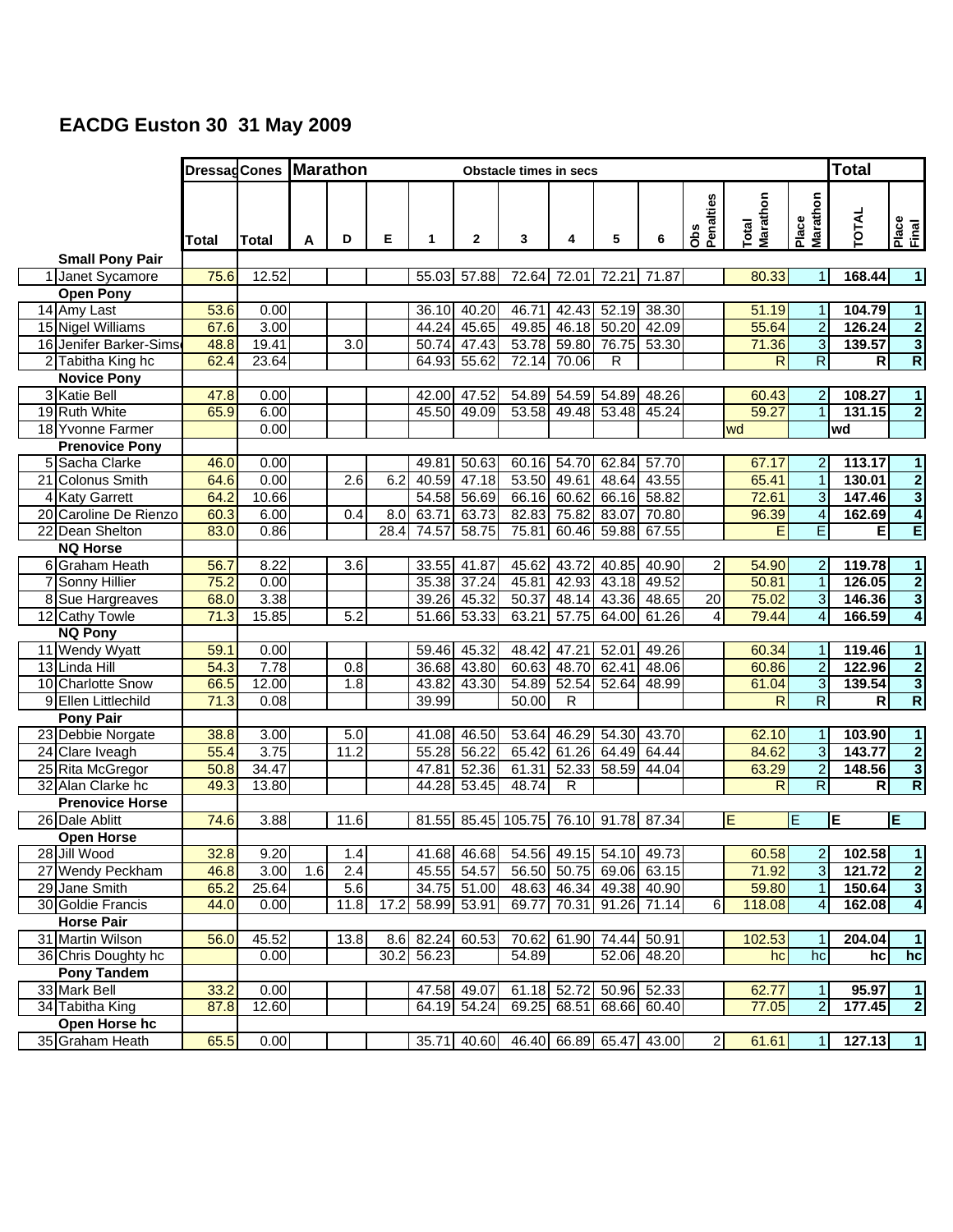# EACDG Euston 30 31 May 2009

| | | Dressage | Cones | Marathon | | | Obstacle times in secs | | | | | | | | | Total | |
|---|---|---|---|---|---|---|---|---|---|---|---|---|---|---|---|---|---|
| | | Total | Total | A | D | E | 1 | 2 | 3 | 4 | 5 | 6 | Obs Penalties | Total Marathon | Place Marathon | TOTAL | Place Final |
| | **Small Pony Pair** | | | | | | | | | | | | | | | | |
| 1 | Janet Sycamore | 75.6 | 12.52 | | | | 55.03 | 57.88 | 72.64 | 72.01 | 72.21 | 71.87 | | 80.33 | 1 | **168.44** | **1** |
| | **Open Pony** | | | | | | | | | | | | | | | | |
| 14 | Amy Last | 53.6 | 0.00 | | | | 36.10 | 40.20 | 46.71 | 42.43 | 52.19 | 38.30 | | 51.19 | 1 | **104.79** | **1** |
| 15 | Nigel Williams | 67.6 | 3.00 | | | | 44.24 | 45.65 | 49.85 | 46.18 | 50.20 | 42.09 | | 55.64 | 2 | **126.24** | **2** |
| 16 | Jenifer Barker-Sims | 48.8 | 19.41 | | 3.0 | | 50.74 | 47.43 | 53.78 | 59.80 | 76.75 | 53.30 | | 71.36 | 3 | **139.57** | **3** |
| 2 | Tabitha King hc | 62.4 | 23.64 | | | | 64.93 | 55.62 | 72.14 | 70.06 | R | | | R | R | **R** | **R** |
| | **Novice Pony** | | | | | | | | | | | | | | | | |
| 3 | Katie Bell | 47.8 | 0.00 | | | | 42.00 | 47.52 | 54.89 | 54.59 | 54.89 | 48.26 | | 60.43 | 2 | **108.27** | **1** |
| 19 | Ruth White | 65.9 | 6.00 | | | | 45.50 | 49.09 | 53.58 | 49.48 | 53.48 | 45.24 | | 59.27 | 1 | **131.15** | **2** |
| 18 | Yvonne Farmer | | 0.00 | | | | | | | | | | | wd | | **wd** | |
| | **Prenovice Pony** | | | | | | | | | | | | | | | | |
| 5 | Sacha Clarke | 46.0 | 0.00 | | | | 49.81 | 50.63 | 60.16 | 54.70 | 62.84 | 57.70 | | 67.17 | 2 | **113.17** | **1** |
| 21 | Colonus Smith | 64.6 | 0.00 | | 2.6 | 6.2 | 40.59 | 47.18 | 53.50 | 49.61 | 48.64 | 43.55 | | 65.41 | 1 | **130.01** | **2** |
| 4 | Katy Garrett | 64.2 | 10.66 | | | | 54.58 | 56.69 | 66.16 | 60.62 | 66.16 | 58.82 | | 72.61 | 3 | **147.46** | **3** |
| 20 | Caroline De Rienzo | 60.3 | 6.00 | | 0.4 | 8.0 | 63.71 | 63.73 | 82.83 | 75.82 | 83.07 | 70.80 | | 96.39 | 4 | **162.69** | **4** |
| 22 | Dean Shelton | 83.0 | 0.86 | | | 28.4 | 74.57 | 58.75 | 75.81 | 60.46 | 59.88 | 67.55 | | E | E | **E** | **E** |
| | **NQ Horse** | | | | | | | | | | | | | | | | |
| 6 | Graham Heath | 56.7 | 8.22 | | 3.6 | | 33.55 | 41.87 | 45.62 | 43.72 | 40.85 | 40.90 | 2 | 54.90 | 2 | **119.78** | **1** |
| 7 | Sonny Hillier | 75.2 | 0.00 | | | | 35.38 | 37.24 | 45.81 | 42.93 | 43.18 | 49.52 | | 50.81 | 1 | **126.05** | **2** |
| 8 | Sue Hargreaves | 68.0 | 3.38 | | | | 39.26 | 45.32 | 50.37 | 48.14 | 43.36 | 48.65 | 20 | 75.02 | 3 | **146.36** | **3** |
| 12 | Cathy Towle | 71.3 | 15.85 | | 5.2 | | 51.66 | 53.33 | 63.21 | 57.75 | 64.00 | 61.26 | 4 | 79.44 | 4 | **166.59** | **4** |
| | **NQ Pony** | | | | | | | | | | | | | | | | |
| 11 | Wendy Wyatt | 59.1 | 0.00 | | | | 59.46 | 45.32 | 48.42 | 47.21 | 52.01 | 49.26 | | 60.34 | 1 | **119.46** | **1** |
| 13 | Linda Hill | 54.3 | 7.78 | | 0.8 | | 36.68 | 43.80 | 60.63 | 48.70 | 62.41 | 48.06 | | 60.86 | 2 | **122.96** | **2** |
| 10 | Charlotte Snow | 66.5 | 12.00 | | 1.8 | | 43.82 | 43.30 | 54.89 | 52.54 | 52.64 | 48.99 | | 61.04 | 3 | **139.54** | **3** |
| 9 | Ellen Littlechild | 71.3 | 0.08 | | | | 39.99 | | 50.00 | R | | | | R | R | **R** | **R** |
| | **Pony Pair** | | | | | | | | | | | | | | | | |
| 23 | Debbie Norgate | 38.8 | 3.00 | | 5.0 | | 41.08 | 46.50 | 53.64 | 46.29 | 54.30 | 43.70 | | 62.10 | 1 | **103.90** | **1** |
| 24 | Clare Iveagh | 55.4 | 3.75 | | 11.2 | | 55.28 | 56.22 | 65.42 | 61.26 | 64.49 | 64.44 | | 84.62 | 3 | **143.77** | **2** |
| 25 | Rita McGregor | 50.8 | 34.47 | | | | 47.81 | 52.36 | 61.31 | 52.33 | 58.59 | 44.04 | | 63.29 | 2 | **148.56** | **3** |
| 32 | Alan Clarke hc | 49.3 | 13.80 | | | | 44.28 | 53.45 | 48.74 | R | | | | R | R | **R** | **R** |
| | **Prenovice Horse** | | | | | | | | | | | | | | | | |
| 26 | Dale Ablitt | 74.6 | 3.88 | | 11.6 | | 81.55 | 85.45 | 105.75 | 76.10 | 91.78 | 87.34 | | E | E | **E** | **E** |
| | **Open Horse** | | | | | | | | | | | | | | | | |
| 28 | Jill Wood | 32.8 | 9.20 | | 1.4 | | 41.68 | 46.68 | 54.56 | 49.15 | 54.10 | 49.73 | | 60.58 | 2 | **102.58** | **1** |
| 27 | Wendy Peckham | 46.8 | 3.00 | 1.6 | 2.4 | | 45.55 | 54.57 | 56.50 | 50.75 | 69.06 | 63.15 | | 71.92 | 3 | **121.72** | **2** |
| 29 | Jane Smith | 65.2 | 25.64 | | 5.6 | | 34.75 | 51.00 | 48.63 | 46.34 | 49.38 | 40.90 | | 59.80 | 1 | **150.64** | **3** |
| 30 | Goldie Francis | 44.0 | 0.00 | | 11.8 | 17.2 | 58.99 | 53.91 | 69.77 | 70.31 | 91.26 | 71.14 | 6 | 118.08 | 4 | **162.08** | **4** |
| | **Horse Pair** | | | | | | | | | | | | | | | | |
| 31 | Martin Wilson | 56.0 | 45.52 | | 13.8 | 8.6 | 82.24 | 60.53 | 70.62 | 61.90 | 74.44 | 50.91 | | 102.53 | 1 | **204.04** | **1** |
| 36 | Chris Doughty hc | | 0.00 | | | 30.2 | 56.23 | | 54.89 | | 52.06 | 48.20 | | hc | hc | **hc** | **hc** |
| | **Pony Tandem** | | | | | | | | | | | | | | | | |
| 33 | Mark Bell | 33.2 | 0.00 | | | | 47.58 | 49.07 | 61.18 | 52.72 | 50.96 | 52.33 | | 62.77 | 1 | **95.97** | **1** |
| 34 | Tabitha King | 87.8 | 12.60 | | | | 64.19 | 54.24 | 69.25 | 68.51 | 68.66 | 60.40 | | 77.05 | 2 | **177.45** | **2** |
| | **Open Horse hc** | | | | | | | | | | | | | | | | |
| 35 | Graham Heath | 65.5 | 0.00 | | | | 35.71 | 40.60 | 46.40 | 66.89 | 65.47 | 43.00 | 2 | 61.61 | 1 | **127.13** | **1** |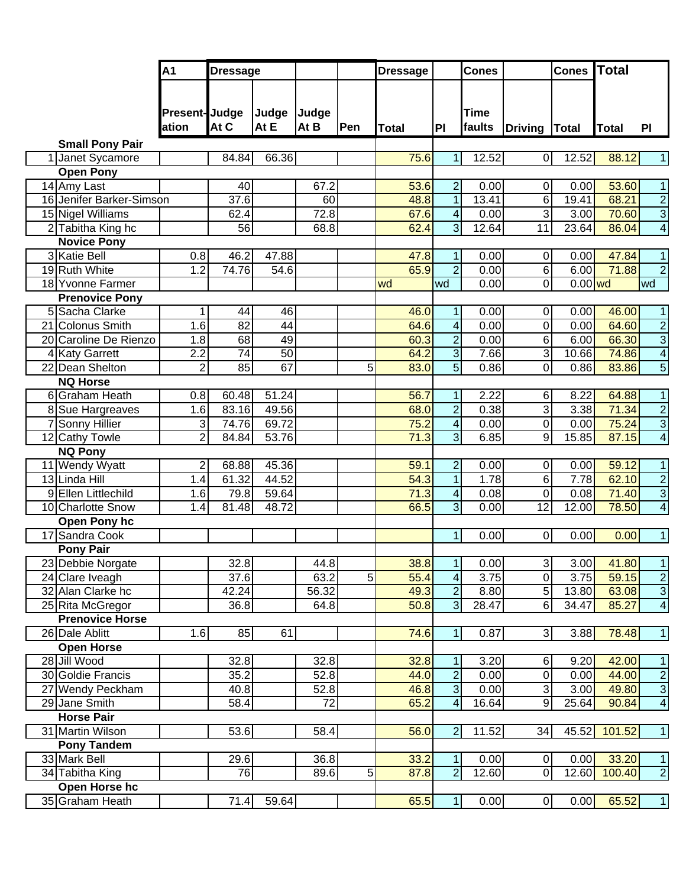| | | A1 | Dressage | | | | Dressage | | Cones | | Cones | Total | |
|---|---|---|---|---|---|---|---|---|---|---|---|---|---|
| | | Present-ation | Judge At C | Judge At E | Judge At B | Pen | Total | Pl | Time faults | Driving | Total | Total | Pl |
| | **Small Pony Pair** | | | | | | | | | | | | |
| 1 | Janet Sycamore | | 84.84 | 66.36 | | | 75.6 | 1 | 12.52 | 0 | 12.52 | 88.12 | 1 |
| | **Open Pony** | | | | | | | | | | | | |
| 14 | Amy Last | | 40 | | 67.2 | | 53.6 | 2 | 0.00 | 0 | 0.00 | 53.60 | 1 |
| 16 | Jenifer Barker-Simson | | 37.6 | | 60 | | 48.8 | 1 | 13.41 | 6 | 19.41 | 68.21 | 2 |
| 15 | Nigel Williams | | 62.4 | | 72.8 | | 67.6 | 4 | 0.00 | 3 | 3.00 | 70.60 | 3 |
| 2 | Tabitha King hc | | 56 | | 68.8 | | 62.4 | 3 | 12.64 | 11 | 23.64 | 86.04 | 4 |
| | **Novice Pony** | | | | | | | | | | | | |
| 3 | Katie Bell | 0.8 | 46.2 | 47.88 | | | 47.8 | 1 | 0.00 | 0 | 0.00 | 47.84 | 1 |
| 19 | Ruth White | 1.2 | 74.76 | 54.6 | | | 65.9 | 2 | 0.00 | 6 | 6.00 | 71.88 | 2 |
| 18 | Yvonne Farmer | | | | | | wd | wd | 0.00 | 0 | 0.00 | wd | wd |
| | **Prenovice Pony** | | | | | | | | | | | | |
| 5 | Sacha Clarke | 1 | 44 | 46 | | | 46.0 | 1 | 0.00 | 0 | 0.00 | 46.00 | 1 |
| 21 | Colonus Smith | 1.6 | 82 | 44 | | | 64.6 | 4 | 0.00 | 0 | 0.00 | 64.60 | 2 |
| 20 | Caroline De Rienzo | 1.8 | 68 | 49 | | | 60.3 | 2 | 0.00 | 6 | 6.00 | 66.30 | 3 |
| 4 | Katy Garrett | 2.2 | 74 | 50 | | | 64.2 | 3 | 7.66 | 3 | 10.66 | 74.86 | 4 |
| 22 | Dean Shelton | 2 | 85 | 67 | | 5 | 83.0 | 5 | 0.86 | 0 | 0.86 | 83.86 | 5 |
| | **NQ Horse** | | | | | | | | | | | | |
| 6 | Graham Heath | 0.8 | 60.48 | 51.24 | | | 56.7 | 1 | 2.22 | 6 | 8.22 | 64.88 | 1 |
| 8 | Sue Hargreaves | 1.6 | 83.16 | 49.56 | | | 68.0 | 2 | 0.38 | 3 | 3.38 | 71.34 | 2 |
| 7 | Sonny Hillier | 3 | 74.76 | 69.72 | | | 75.2 | 4 | 0.00 | 0 | 0.00 | 75.24 | 3 |
| 12 | Cathy Towle | 2 | 84.84 | 53.76 | | | 71.3 | 3 | 6.85 | 9 | 15.85 | 87.15 | 4 |
| | **NQ Pony** | | | | | | | | | | | | |
| 11 | Wendy Wyatt | 2 | 68.88 | 45.36 | | | 59.1 | 2 | 0.00 | 0 | 0.00 | 59.12 | 1 |
| 13 | Linda Hill | 1.4 | 61.32 | 44.52 | | | 54.3 | 1 | 1.78 | 6 | 7.78 | 62.10 | 2 |
| 9 | Ellen Littlechild | 1.6 | 79.8 | 59.64 | | | 71.3 | 4 | 0.08 | 0 | 0.08 | 71.40 | 3 |
| 10 | Charlotte Snow | 1.4 | 81.48 | 48.72 | | | 66.5 | 3 | 0.00 | 12 | 12.00 | 78.50 | 4 |
| | **Open Pony hc** | | | | | | | | | | | | |
| 17 | Sandra Cook | | | | | | | 1 | 0.00 | 0 | 0.00 | 0.00 | 1 |
| | **Pony Pair** | | | | | | | | | | | | |
| 23 | Debbie Norgate | | 32.8 | | 44.8 | | 38.8 | 1 | 0.00 | 3 | 3.00 | 41.80 | 1 |
| 24 | Clare Iveagh | | 37.6 | | 63.2 | 5 | 55.4 | 4 | 3.75 | 0 | 3.75 | 59.15 | 2 |
| 32 | Alan Clarke hc | | 42.24 | | 56.32 | | 49.3 | 2 | 8.80 | 5 | 13.80 | 63.08 | 3 |
| 25 | Rita McGregor | | 36.8 | | 64.8 | | 50.8 | 3 | 28.47 | 6 | 34.47 | 85.27 | 4 |
| | **Prenovice Horse** | | | | | | | | | | | | |
| 26 | Dale Ablitt | 1.6 | 85 | 61 | | | 74.6 | 1 | 0.87 | 3 | 3.88 | 78.48 | 1 |
| | **Open Horse** | | | | | | | | | | | | |
| 28 | Jill Wood | | 32.8 | | 32.8 | | 32.8 | 1 | 3.20 | 6 | 9.20 | 42.00 | 1 |
| 30 | Goldie Francis | | 35.2 | | 52.8 | | 44.0 | 2 | 0.00 | 0 | 0.00 | 44.00 | 2 |
| 27 | Wendy Peckham | | 40.8 | | 52.8 | | 46.8 | 3 | 0.00 | 3 | 3.00 | 49.80 | 3 |
| 29 | Jane Smith | | 58.4 | | 72 | | 65.2 | 4 | 16.64 | 9 | 25.64 | 90.84 | 4 |
| | **Horse Pair** | | | | | | | | | | | | |
| 31 | Martin Wilson | | 53.6 | | 58.4 | | 56.0 | 2 | 11.52 | 34 | 45.52 | 101.52 | 1 |
| | **Pony Tandem** | | | | | | | | | | | | |
| 33 | Mark Bell | | 29.6 | | 36.8 | | 33.2 | 1 | 0.00 | 0 | 0.00 | 33.20 | 1 |
| 34 | Tabitha King | | 76 | | 89.6 | 5 | 87.8 | 2 | 12.60 | 0 | 12.60 | 100.40 | 2 |
| | **Open Horse hc** | | | | | | | | | | | | |
| 35 | Graham Heath | | 71.4 | 59.64 | | | 65.5 | 1 | 0.00 | 0 | 0.00 | 65.52 | 1 |